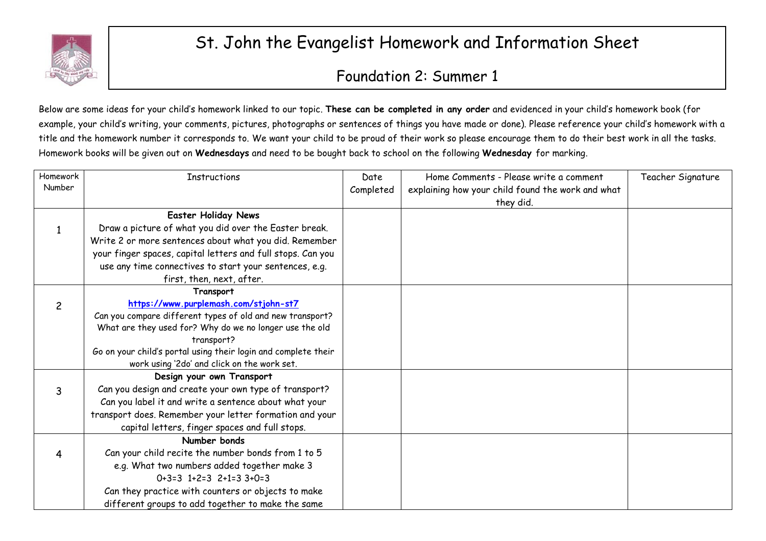# St. John the Evangelist Homework and Information Sheet

## Foundation 2: Summer 1

Below are some ideas for your child's homework linked to our topic. **These can be completed in any order** and evidenced in your child's homework book (for example, your child's writing, your comments, pictures, photographs or sentences of things you have made or done). Please reference your child's homework with a title and the homework number it corresponds to. We want your child to be proud of their work so please encourage them to do their best work in all the tasks. Homework books will be given out on **Wednesdays** and need to be bought back to school on the following **Wednesday** for marking.

| Homework Number | Instructions | Date Completed | Home Comments - Please write a comment explaining how your child found the work and what they did. | Teacher Signature |
|---|---|---|---|---|
| 1 | **Easter Holiday News**<br>Draw a picture of what you did over the Easter break. Write 2 or more sentences about what you did. Remember your finger spaces, capital letters and full stops. Can you use any time connectives to start your sentences, e.g. first, then, next, after. | | | |
| 2 | **Transport**<br>**https://www.purplemash.com/stjohn-st7**<br>Can you compare different types of old and new transport? What are they used for? Why do we no longer use the old transport?<br>Go on your child's portal using their login and complete their work using '2do' and click on the work set. | | | |
| 3 | **Design your own Transport**<br>Can you design and create your own type of transport? Can you label it and write a sentence about what your transport does. Remember your letter formation and your capital letters, finger spaces and full stops. | | | |
| 4 | **Number bonds**<br>Can your child recite the number bonds from 1 to 5 e.g. What two numbers added together make 3<br>$0+3=3$ $1+2=3$ $2+1=3$ $3+0=3$<br>Can they practice with counters or objects to make different groups to add together to make the same | | | |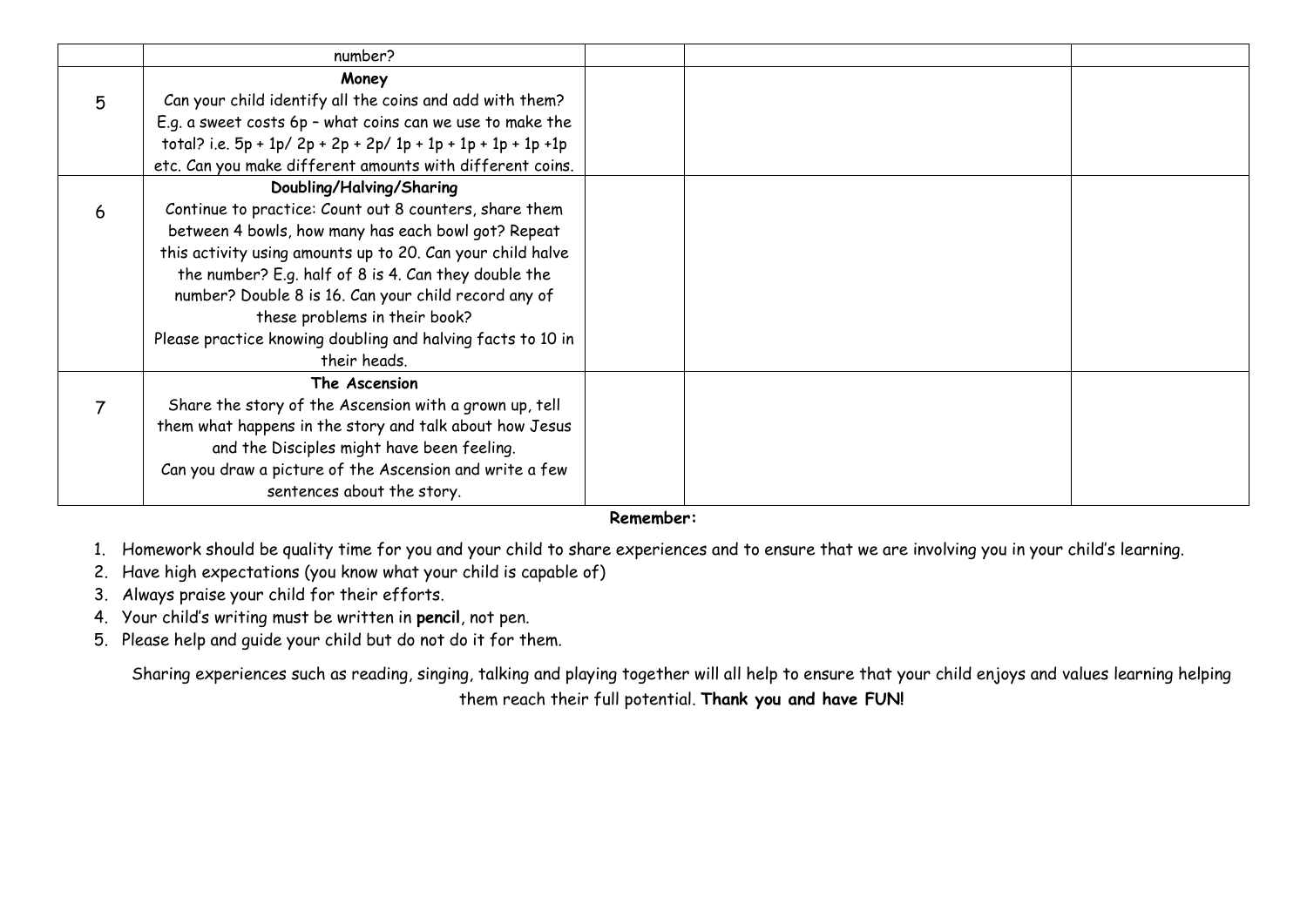| | | | | |
|---|---|---|---|---|
| | number? | | | |
| 5 | **Money**<br>Can your child identify all the coins and add with them? E.g. a sweet costs 6p – what coins can we use to make the total? i.e. 5p + 1p/ 2p + 2p + 2p/ 1p + 1p + 1p + 1p + 1p +1p etc. Can you make different amounts with different coins. | | | |
| 6 | **Doubling/Halving/Sharing**<br>Continue to practice: Count out 8 counters, share them between 4 bowls, how many has each bowl got? Repeat this activity using amounts up to 20. Can your child halve the number? E.g. half of 8 is 4. Can they double the number? Double 8 is 16. Can your child record any of these problems in their book?<br>Please practice knowing doubling and halving facts to 10 in their heads. | | | |
| 7 | **The Ascension**<br>Share the story of the Ascension with a grown up, tell them what happens in the story and talk about how Jesus and the Disciples might have been feeling.<br>Can you draw a picture of the Ascension and write a few sentences about the story. | | | |

**Remember:**

1. Homework should be quality time for you and your child to share experiences and to ensure that we are involving you in your child's learning.
2. Have high expectations (you know what your child is capable of)
3. Always praise your child for their efforts.
4. Your child's writing must be written in **pencil**, not pen.
5. Please help and guide your child but do not do it for them.

Sharing experiences such as reading, singing, talking and playing together will all help to ensure that your child enjoys and values learning helping them reach their full potential. **Thank you and have FUN!**